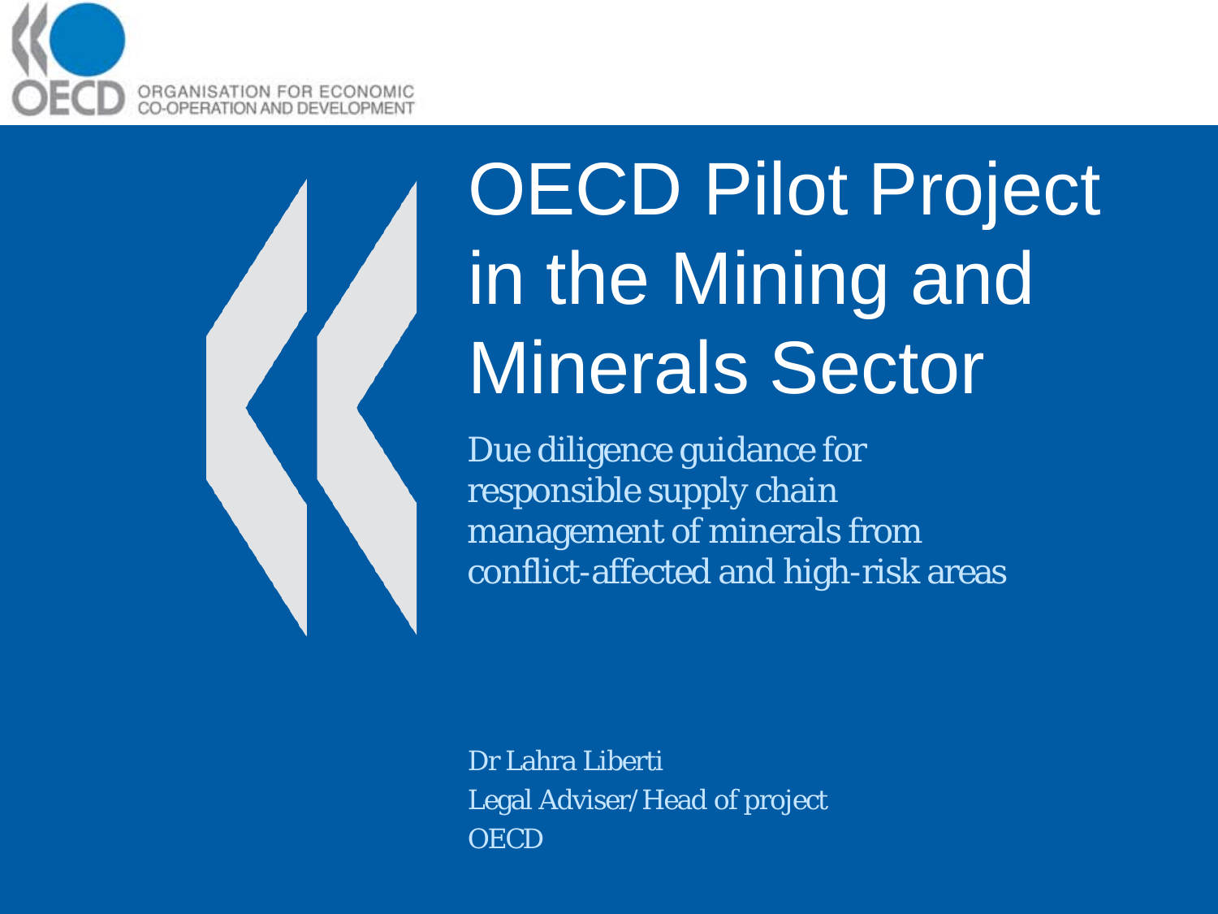ORGANISATION FOR ECONOMIC CO-OPERATION AND DEVELOPMENT

# OECD Pilot Project in the Mining and Minerals Sector

Due diligence guidance for responsible supply chain management of minerals from conflict-affected and high-risk areas

Dr Lahra Liberti
Legal Adviser/Head of project
OECD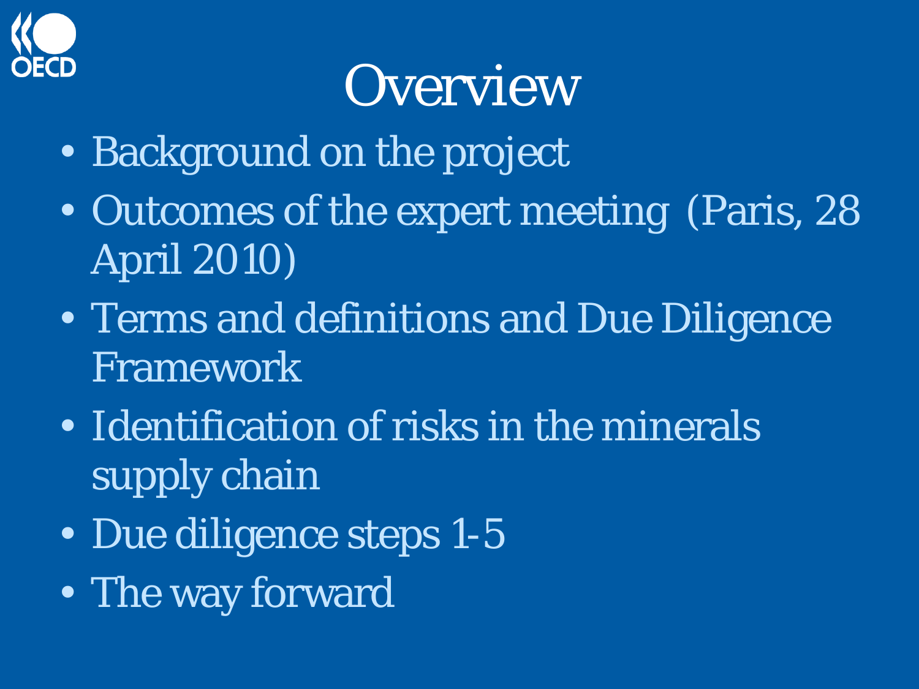# Overview

- Background on the project
- Outcomes of the expert meeting (Paris, 28 April 2010)
- Terms and definitions and Due Diligence Framework
- Identification of risks in the minerals supply chain
- Due diligence steps 1-5
- The way forward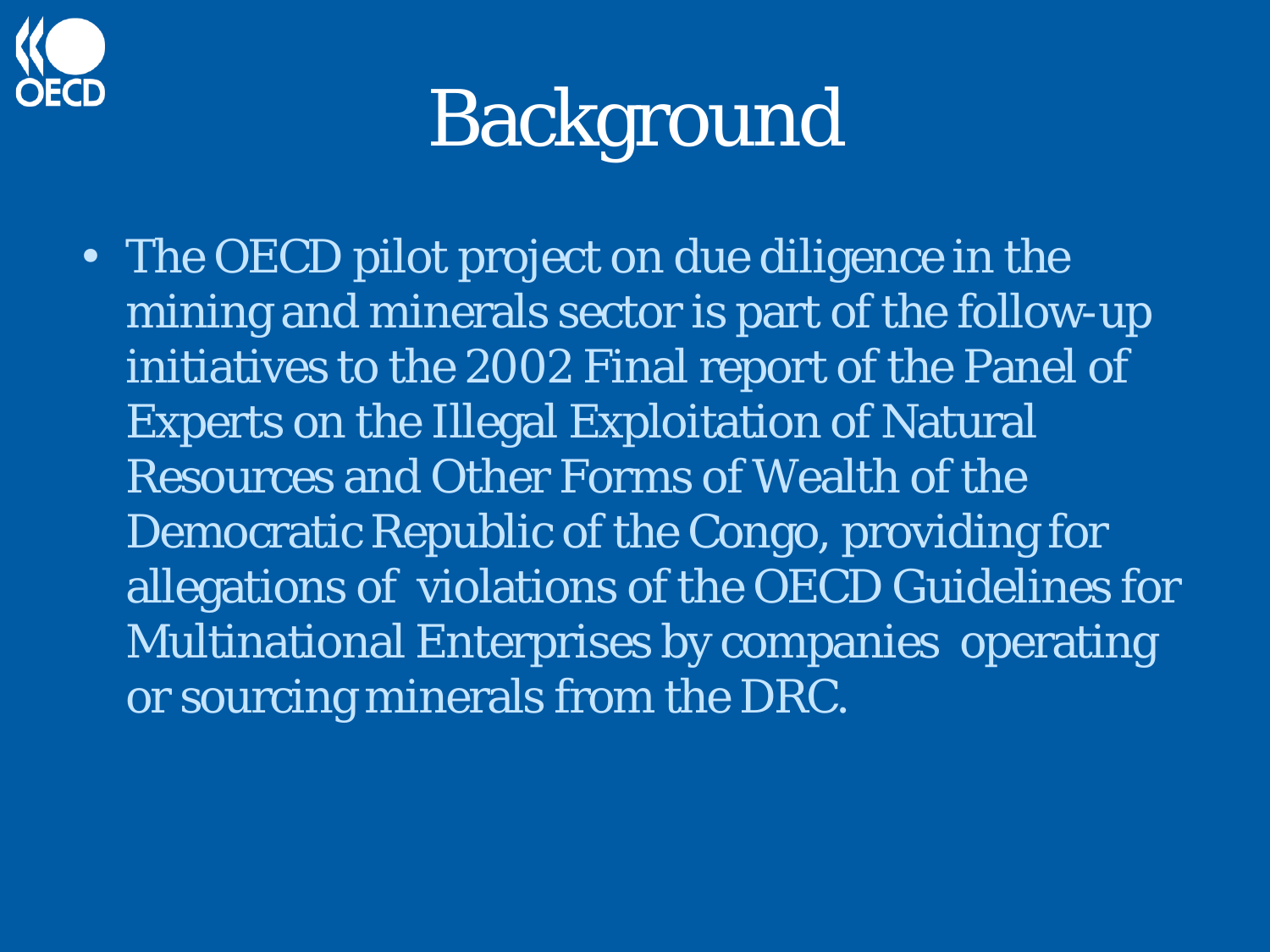# Background

- The OECD pilot project on due diligence in the mining and minerals sector is part of the follow-up initiatives to the 2002 Final report of the Panel of Experts on the Illegal Exploitation of Natural Resources and Other Forms of Wealth of the Democratic Republic of the Congo, providing for allegations of violations of the OECD Guidelines for Multinational Enterprises by companies operating or sourcing minerals from the DRC.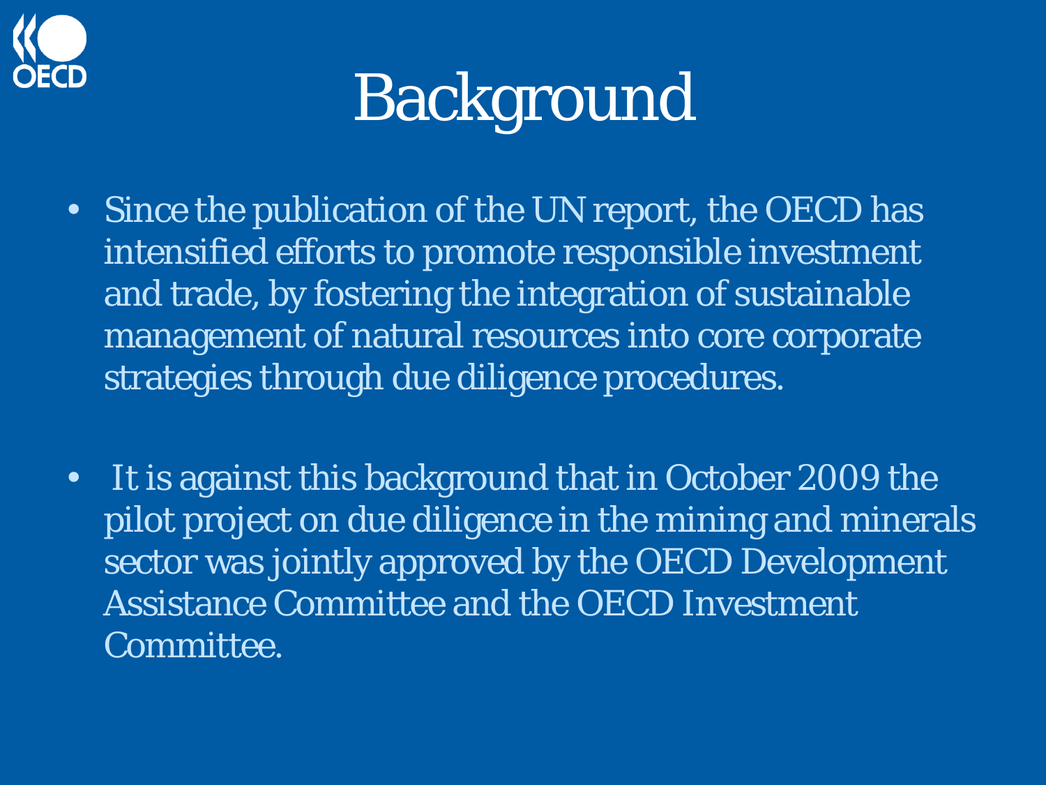# Background

- Since the publication of the UN report, the OECD has intensified efforts to promote responsible investment and trade, by fostering the integration of sustainable management of natural resources into core corporate strategies through due diligence procedures.

- It is against this background that in October 2009 the pilot project on due diligence in the mining and minerals sector was jointly approved by the OECD Development Assistance Committee and the OECD Investment Committee.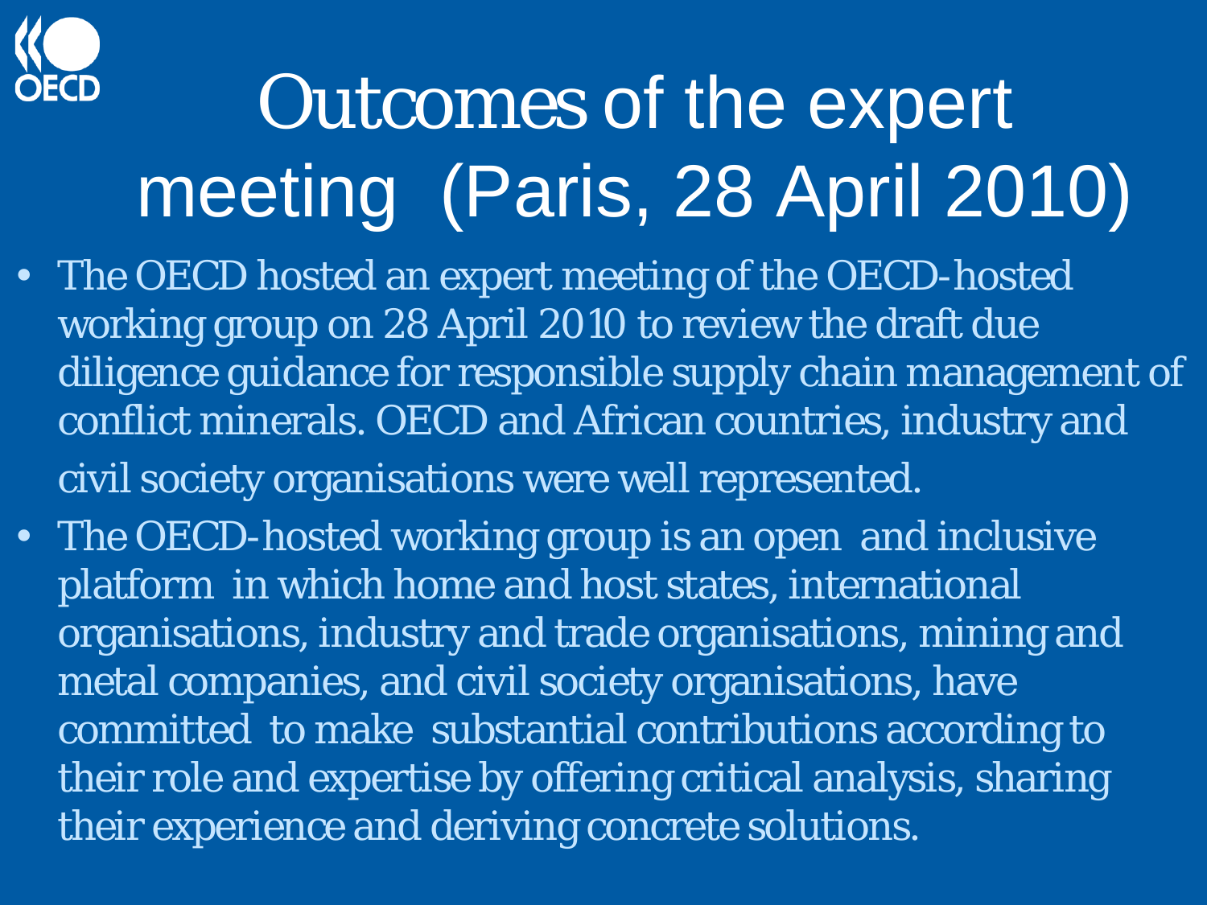# Outcomes of the expert meeting (Paris, 28 April 2010)

- The OECD hosted an expert meeting of the OECD-hosted working group on 28 April 2010 to review the draft due diligence guidance for responsible supply chain management of conflict minerals. OECD and African countries, industry and civil society organisations were well represented.
- The OECD-hosted working group is an open and inclusive platform in which home and host states, international organisations, industry and trade organisations, mining and metal companies, and civil society organisations, have committed to make substantial contributions according to their role and expertise by offering critical analysis, sharing their experience and deriving concrete solutions.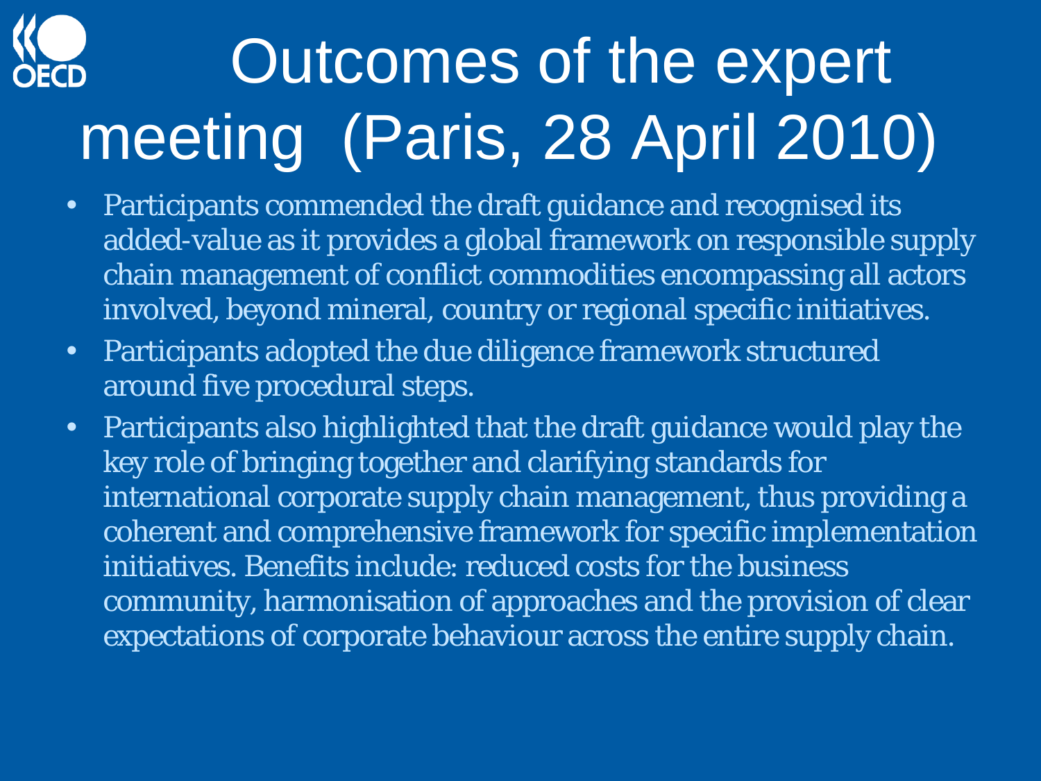# Outcomes of the expert meeting (Paris, 28 April 2010)

- Participants commended the draft guidance and recognised its added-value as it provides a global framework on responsible supply chain management of conflict commodities encompassing all actors involved, beyond mineral, country or regional specific initiatives.
- Participants adopted the due diligence framework structured around five procedural steps.
- Participants also highlighted that the draft guidance would play the key role of bringing together and clarifying standards for international corporate supply chain management, thus providing a coherent and comprehensive framework for specific implementation initiatives. Benefits include: reduced costs for the business community, harmonisation of approaches and the provision of clear expectations of corporate behaviour across the entire supply chain.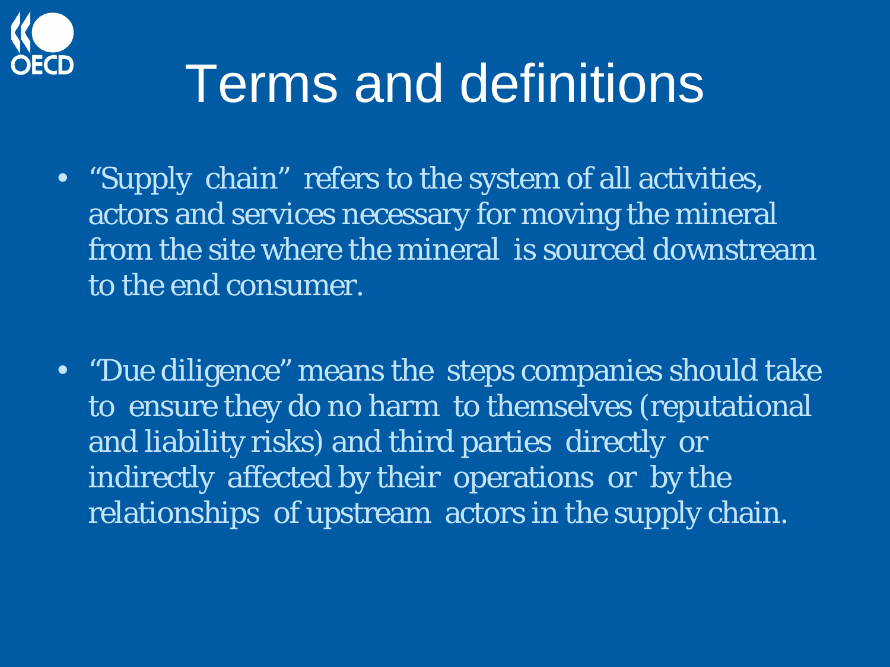# Terms and definitions

- "Supply chain" refers to the system of all activities, actors and services necessary for moving the mineral from the site where the mineral is sourced downstream to the end consumer.

- "Due diligence" means the steps companies should take to ensure they do no harm to themselves (reputational and liability risks) and third parties directly or indirectly affected by their operations or by the relationships of upstream actors in the supply chain.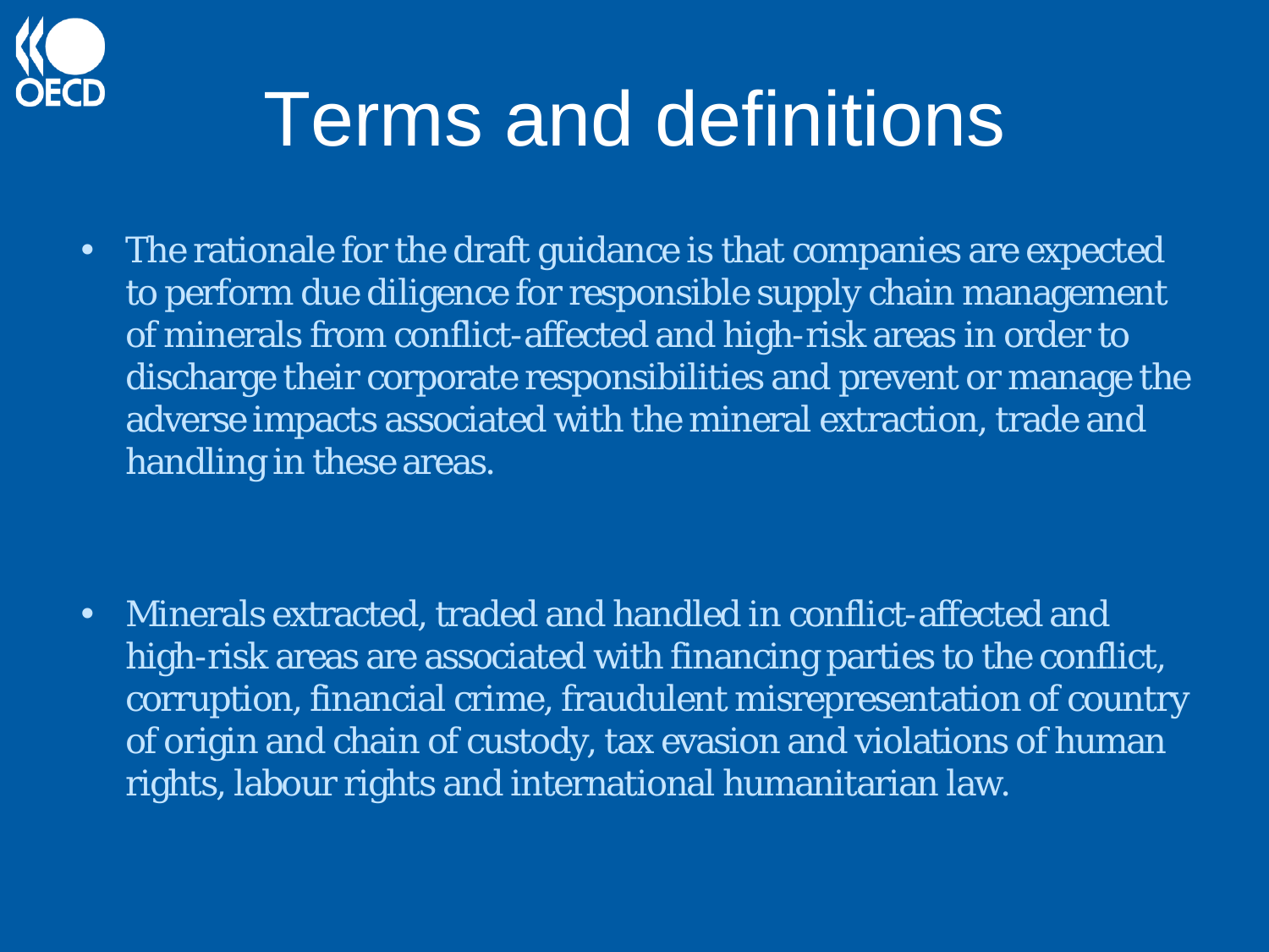# Terms and definitions

- The rationale for the draft guidance is that companies are expected to perform due diligence for responsible supply chain management of minerals from conflict-affected and high-risk areas in order to discharge their corporate responsibilities and prevent or manage the adverse impacts associated with the mineral extraction, trade and handling in these areas.

- Minerals extracted, traded and handled in conflict-affected and high-risk areas are associated with financing parties to the conflict, corruption, financial crime, fraudulent misrepresentation of country of origin and chain of custody, tax evasion and violations of human rights, labour rights and international humanitarian law.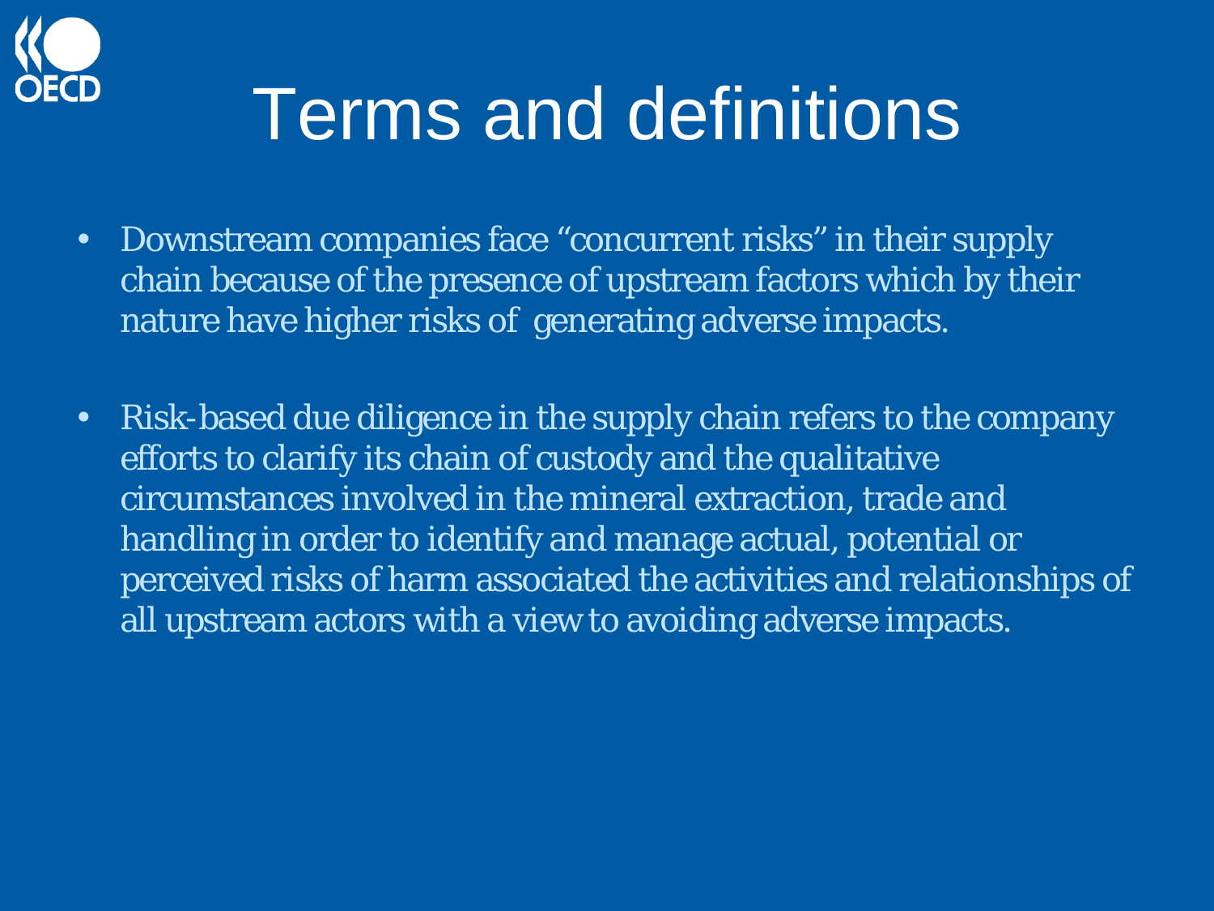# Terms and definitions

- Downstream companies face “concurrent risks” in their supply chain because of the presence of upstream factors which by their nature have higher risks of generating adverse impacts.
- Risk-based due diligence in the supply chain refers to the company efforts to clarify its chain of custody and the qualitative circumstances involved in the mineral extraction, trade and handling in order to identify and manage actual, potential or perceived risks of harm associated the activities and relationships of all upstream actors with a view to avoiding adverse impacts.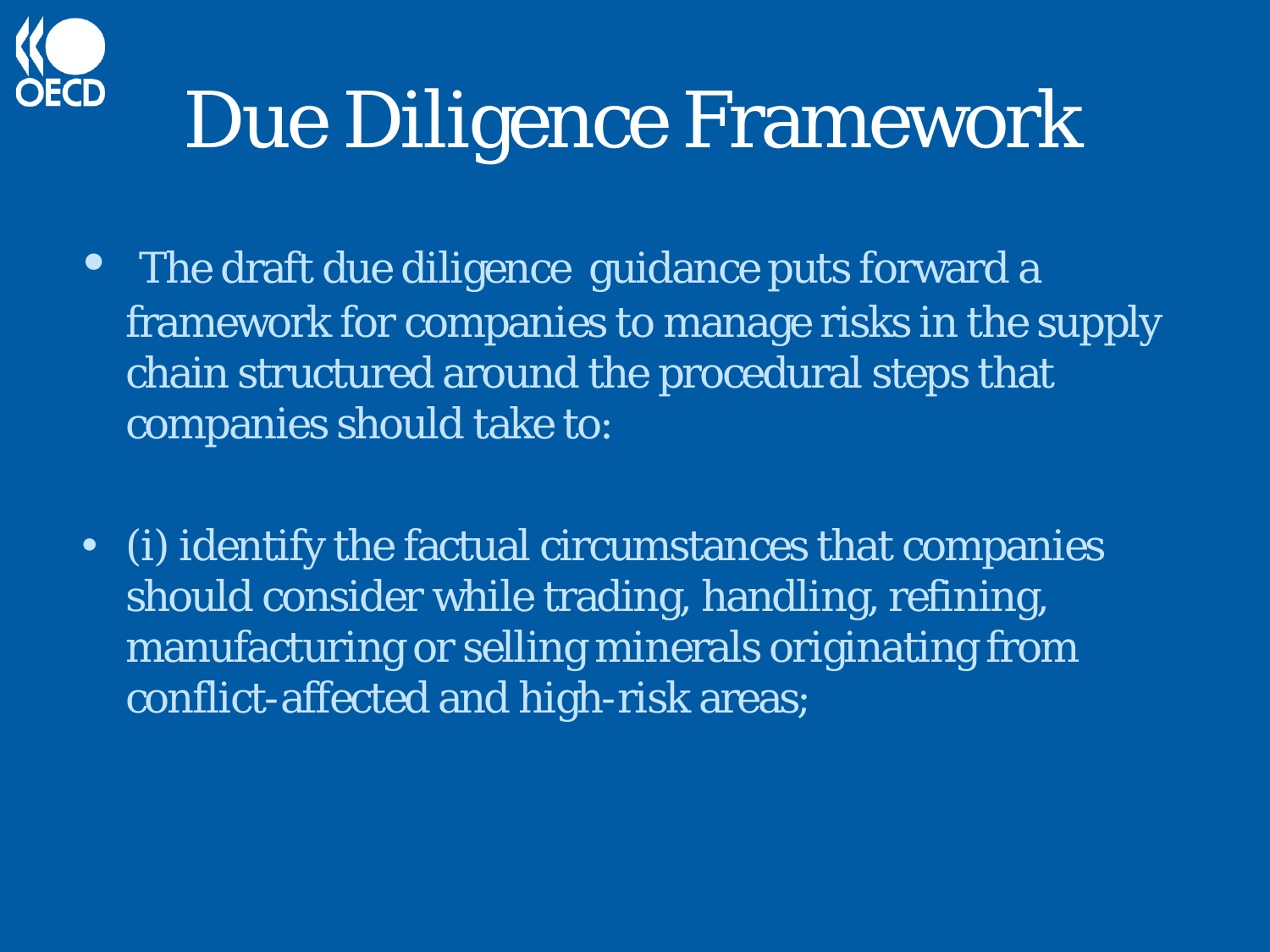# Due Diligence Framework

- The draft due diligence guidance puts forward a framework for companies to manage risks in the supply chain structured around the procedural steps that companies should take to:

- (i) identify the factual circumstances that companies should consider while trading, handling, refining, manufacturing or selling minerals originating from conflict-affected and high-risk areas;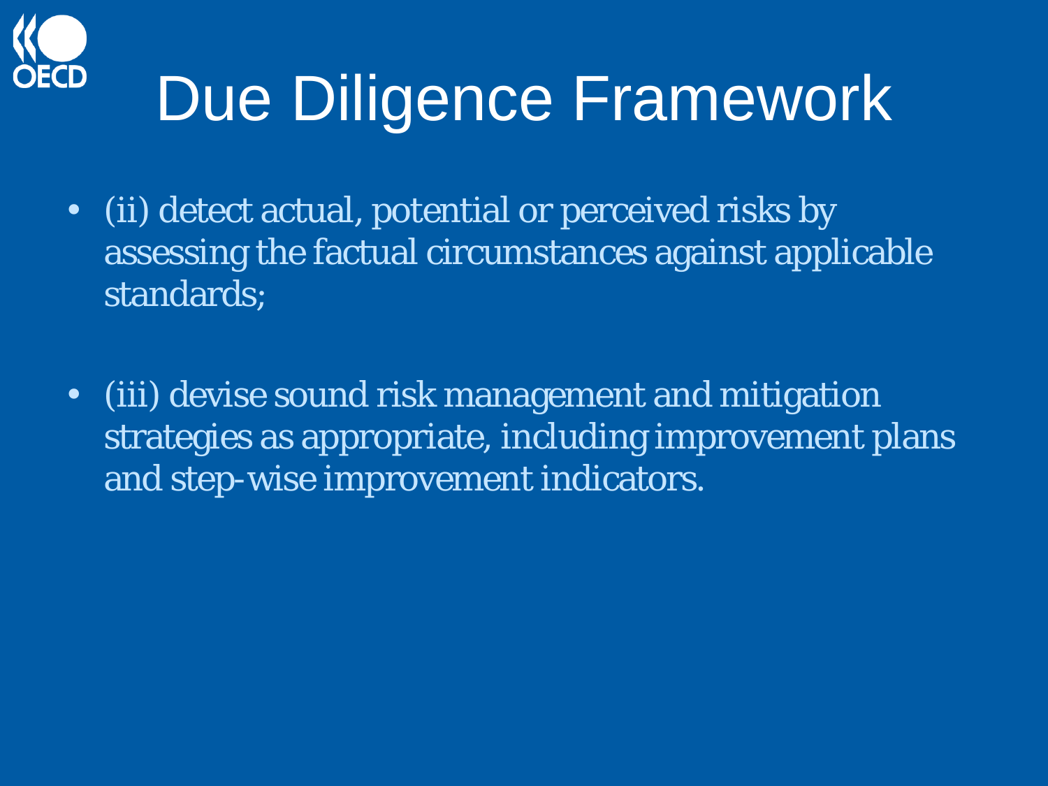# Due Diligence Framework

- (ii) detect actual, potential or perceived risks by assessing the factual circumstances against applicable standards;

- (iii) devise sound risk management and mitigation strategies as appropriate, including improvement plans and step-wise improvement indicators.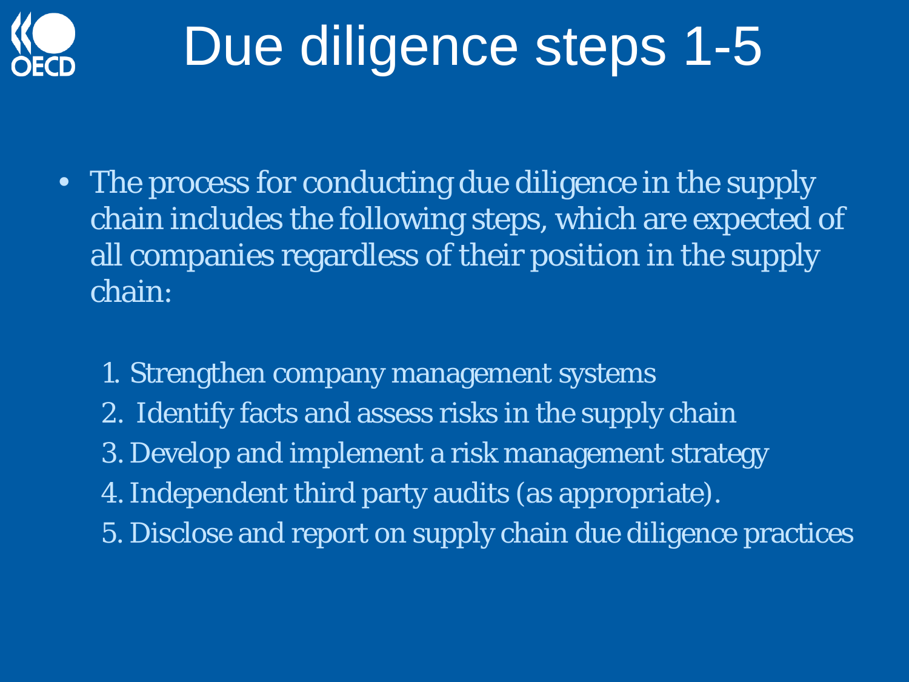# Due diligence steps 1-5

- The process for conducting due diligence in the supply chain includes the following steps, which are expected of all companies regardless of their position in the supply chain:

1. Strengthen company management systems
2. Identify facts and assess risks in the supply chain
3. Develop and implement a risk management strategy
4. Independent third party audits (as appropriate).
5. Disclose and report on supply chain due diligence practices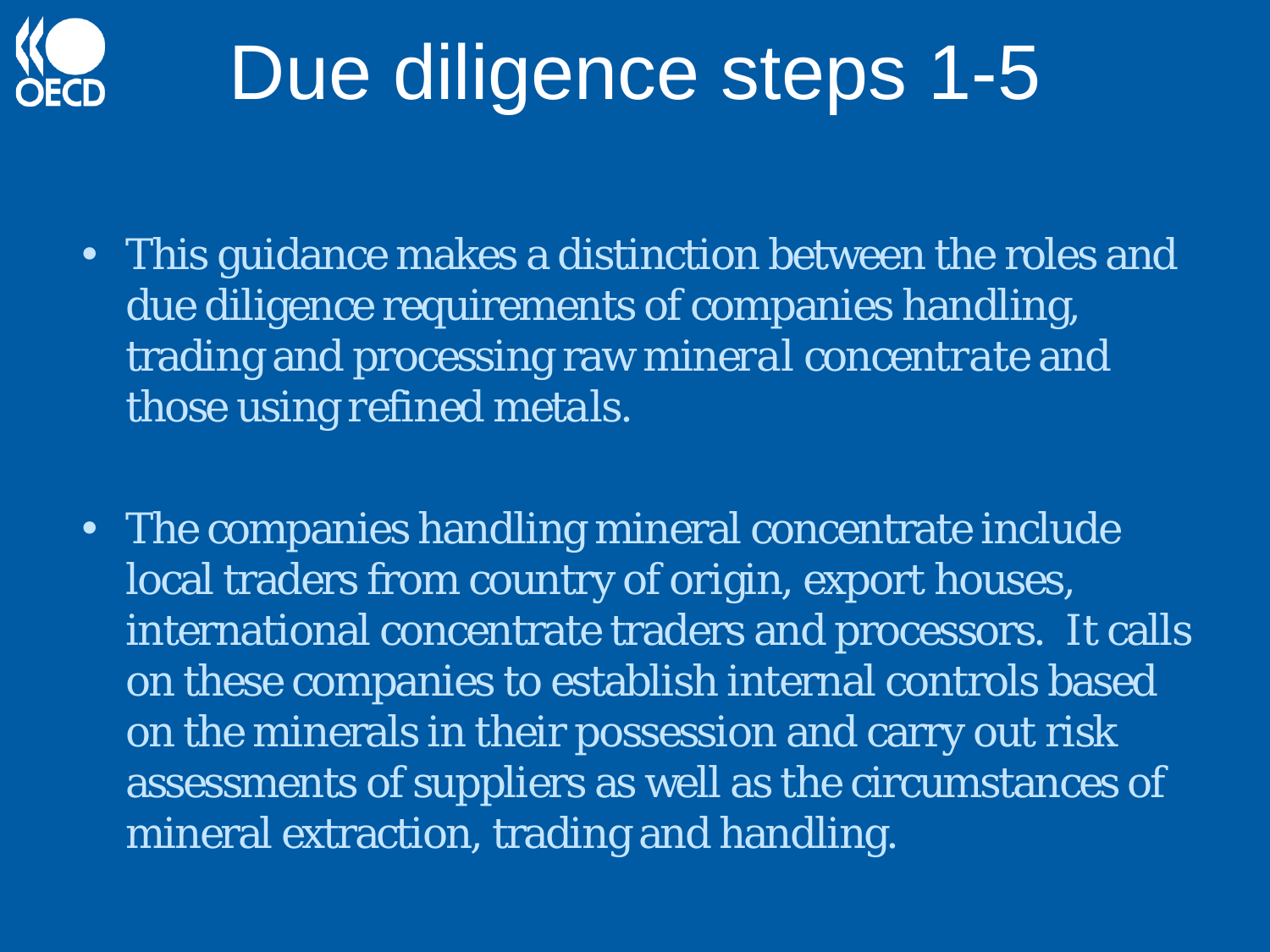# Due diligence steps 1-5

- This guidance makes a distinction between the roles and due diligence requirements of companies handling, trading and processing raw *mineral concentrate* and those using *refined metals*.

- The companies handling mineral concentrate include local traders from country of origin, export houses, international concentrate traders and processors. It calls on these companies to establish internal controls based on the minerals in their possession and carry out risk assessments of suppliers as well as the circumstances of mineral extraction, trading and handling.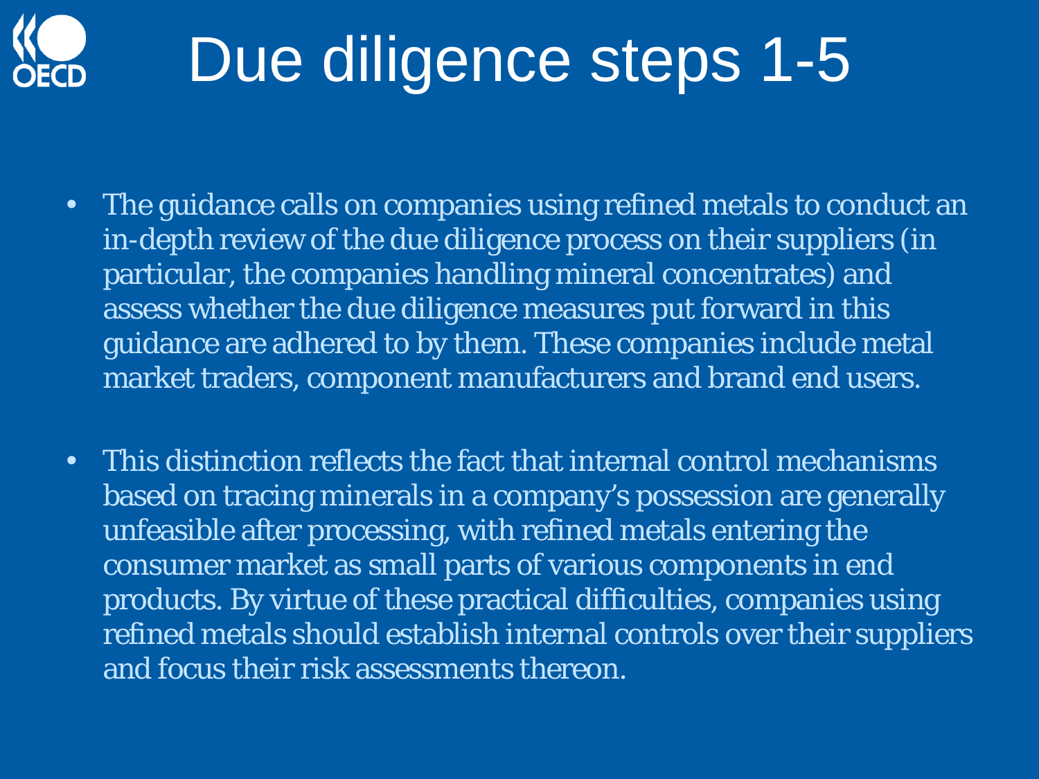# Due diligence steps 1-5

- The guidance calls on companies using refined metals to conduct an in-depth review of the due diligence process on their suppliers (in particular, the companies handling mineral concentrates) and assess whether the due diligence measures put forward in this guidance are adhered to by them. These companies include metal market traders, component manufacturers and brand end users.

- This distinction reflects the fact that internal control mechanisms based on tracing minerals in a company's possession are generally unfeasible after processing, with refined metals entering the consumer market as small parts of various components in end products. By virtue of these practical difficulties, companies using refined metals should establish internal controls over their suppliers and focus their risk assessments thereon.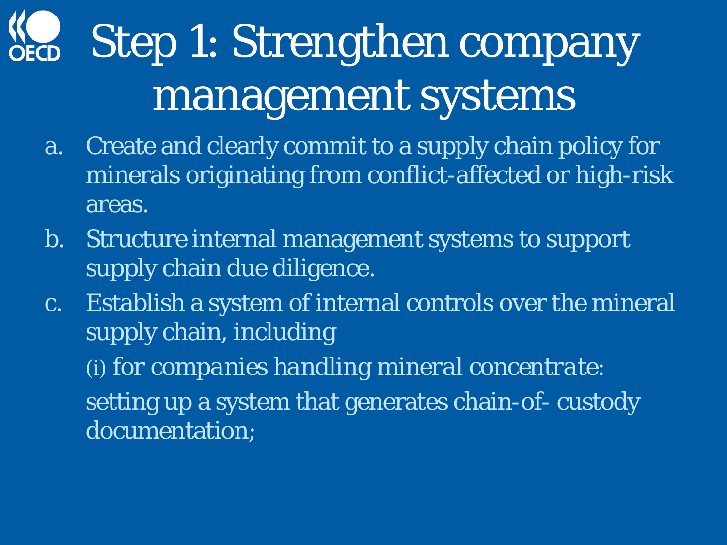# Step 1: Strengthen company management systems

a. Create and clearly commit to a supply chain policy for minerals originating from conflict-affected or high-risk areas.

b. Structure internal management systems to support supply chain due diligence.

c. Establish a system of internal controls over the mineral supply chain, including

   (i) *for companies handling mineral concentrate:*

   setting up a system that generates chain-of- custody documentation;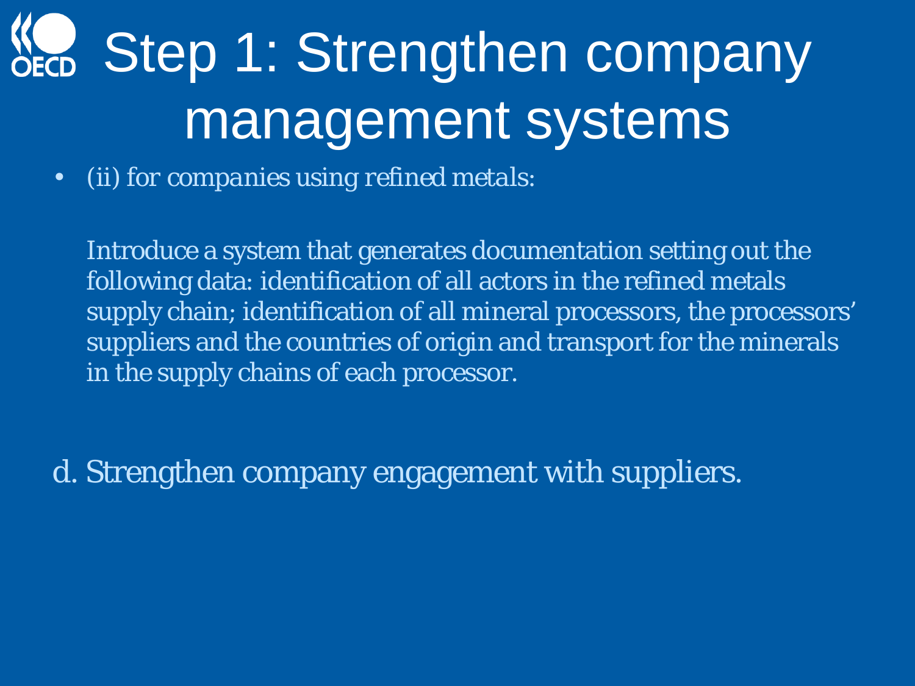# Step 1: Strengthen company management systems

- (ii) for companies using refined metals:

  Introduce a system that generates documentation setting out the following data: identification of all actors in the refined metals supply chain; identification of all mineral processors, the processors' suppliers and the countries of origin and transport for the minerals in the supply chains of each processor.

d. Strengthen company engagement with suppliers.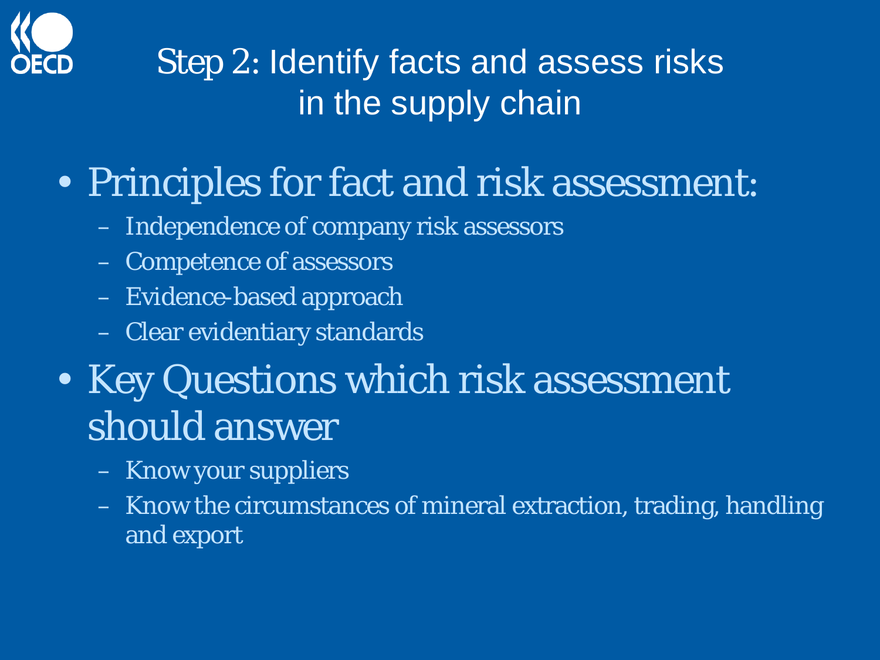# Step 2: Identify facts and assess risks in the supply chain

- Principles for fact and risk assessment:
  - Independence of company risk assessors
  - Competence of assessors
  - Evidence-based approach
  - Clear evidentiary standards
- Key Questions which risk assessment should answer
  - Know your suppliers
  - Know the circumstances of mineral extraction, trading, handling and export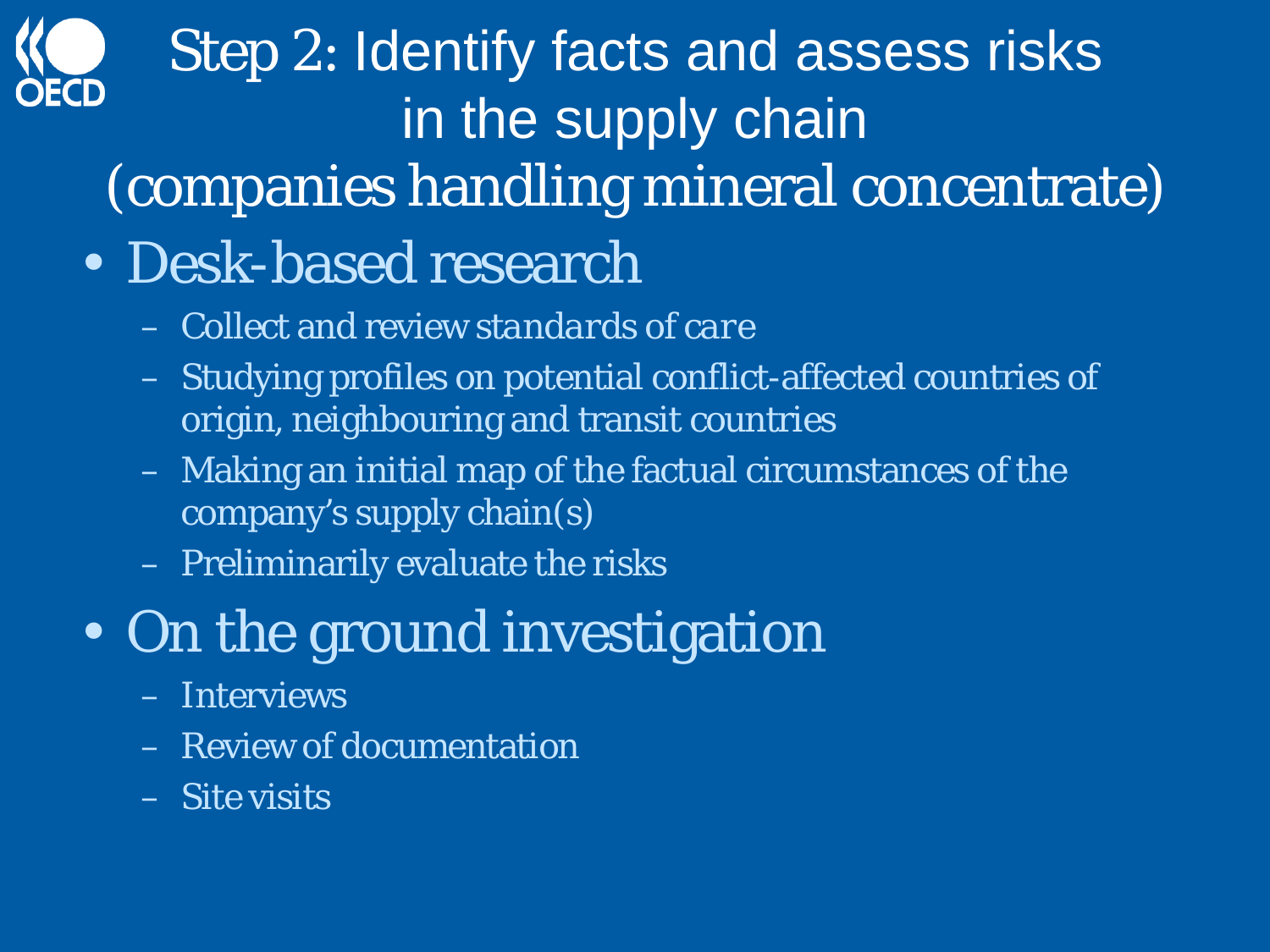# Step 2: Identify facts and assess risks in the supply chain (companies handling mineral concentrate)

- Desk-based research
  - Collect and review standards of care
  - Studying profiles on potential conflict-affected countries of origin, neighbouring and transit countries
  - Making an initial map of the factual circumstances of the company's supply chain(s)
  - Preliminarily evaluate the risks
- On the ground investigation
  - Interviews
  - Review of documentation
  - Site visits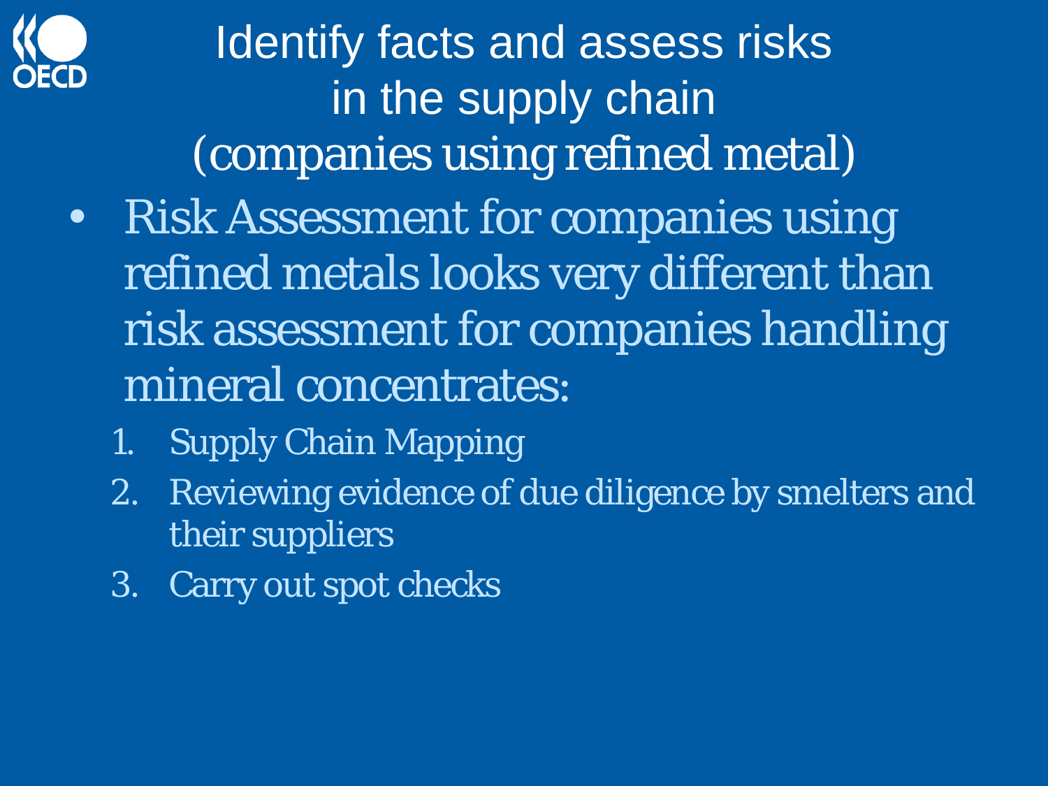# Identify facts and assess risks in the supply chain (companies using refined metal)

- Risk Assessment for companies using refined metals looks very different than risk assessment for companies handling mineral concentrates:
  1. Supply Chain Mapping
  2. Reviewing evidence of due diligence by smelters and their suppliers
  3. Carry out spot checks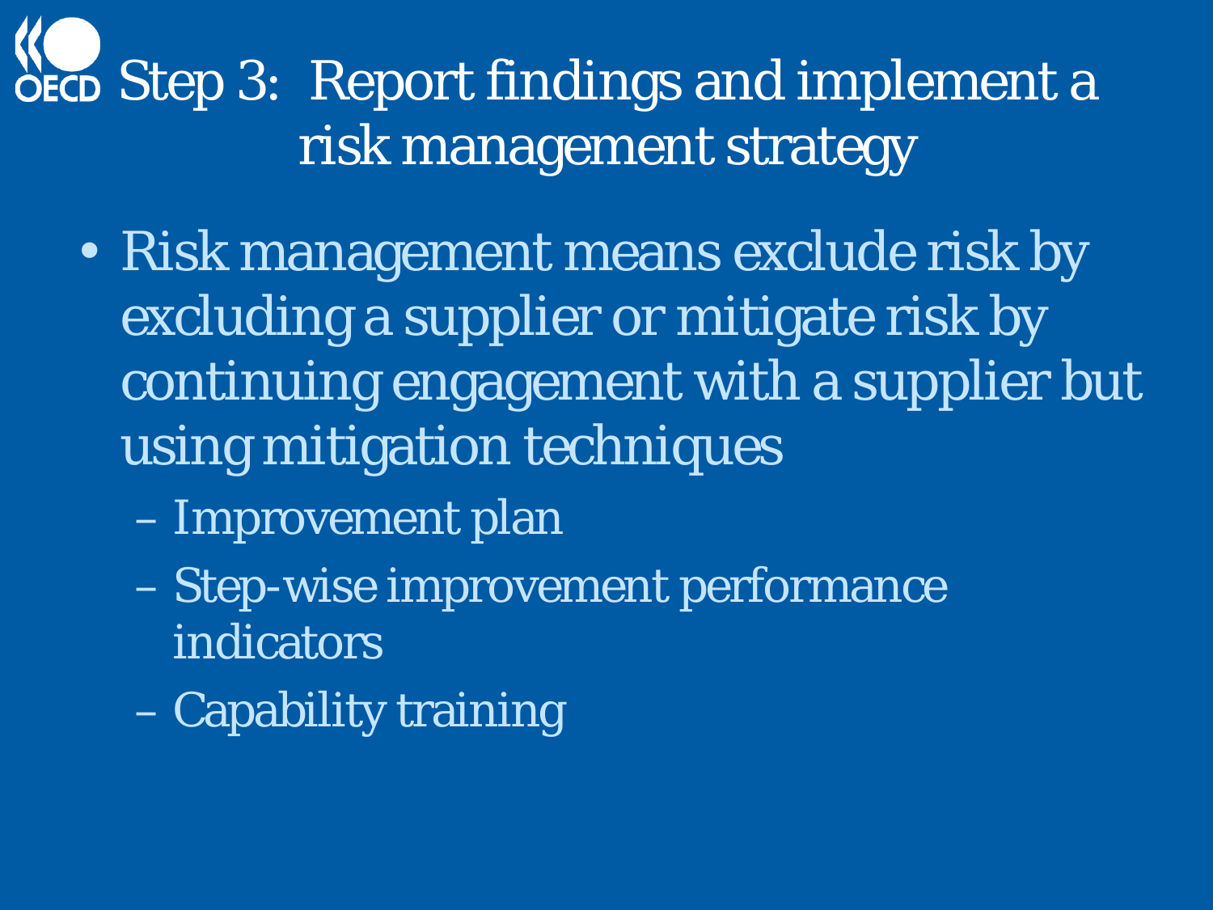# Step 3: Report findings and implement a risk management strategy

- Risk management means exclude risk by excluding a supplier or mitigate risk by continuing engagement with a supplier but using mitigation techniques
  - Improvement plan
  - Step-wise improvement performance indicators
  - Capability training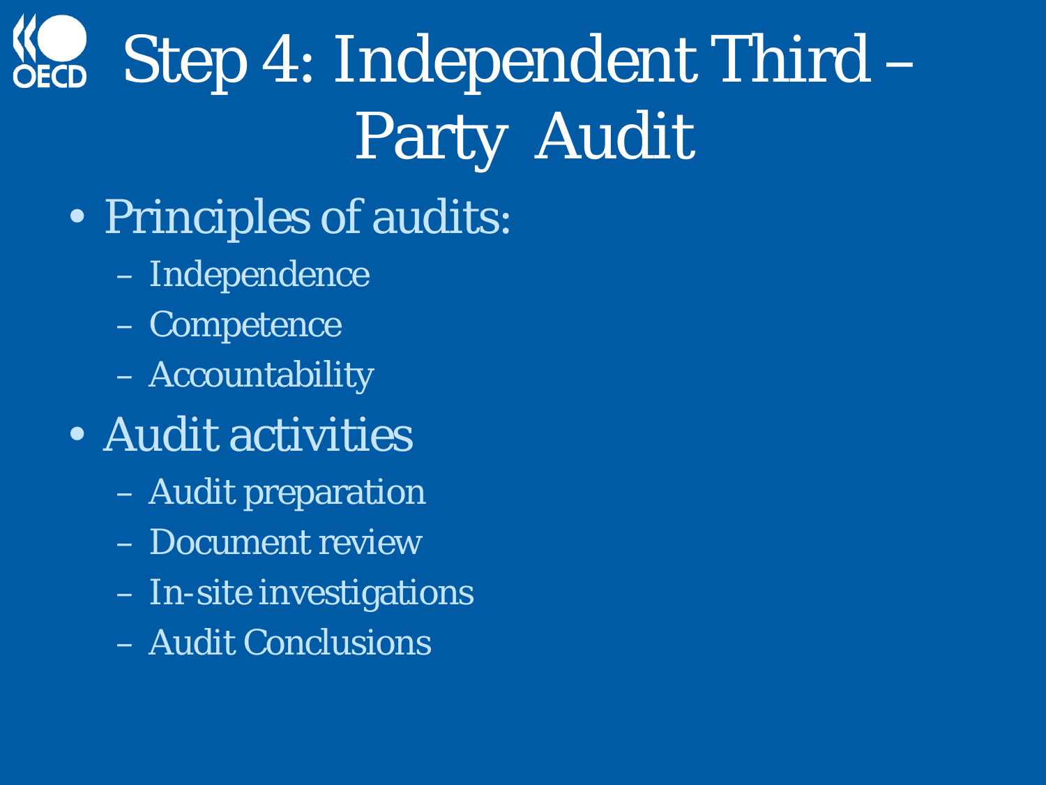# Step 4: Independent Third – Party Audit

- Principles of audits:
  - Independence
  - Competence
  - Accountability
- Audit activities
  - Audit preparation
  - Document review
  - In-site investigations
  - Audit Conclusions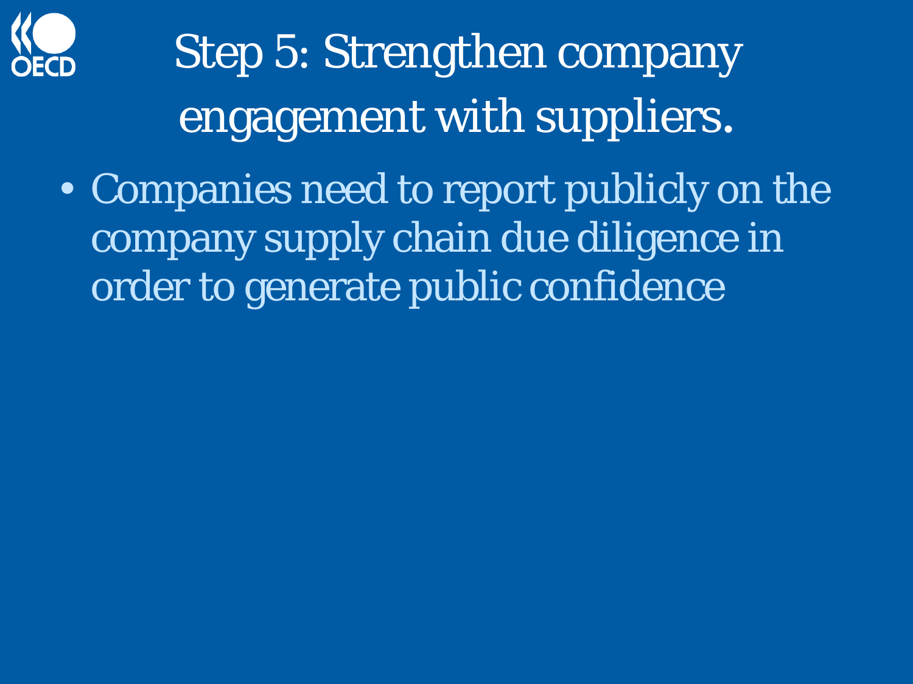# Step 5: Strengthen company engagement with suppliers.

- Companies need to report publicly on the company supply chain due diligence in order to generate public confidence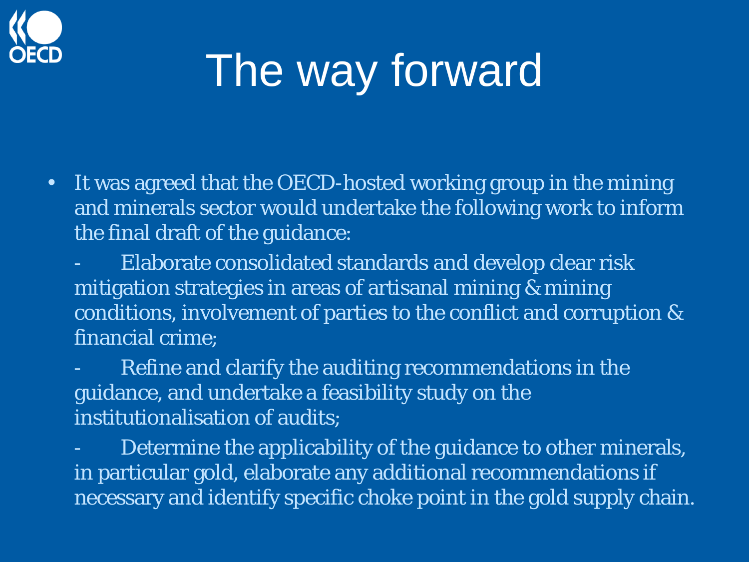# The way forward

- It was agreed that the OECD-hosted working group in the mining and minerals sector would undertake the following work to inform the final draft of the guidance:

  - Elaborate consolidated standards and develop clear risk mitigation strategies in areas of artisanal mining & mining conditions, involvement of parties to the conflict and corruption & financial crime;

  - Refine and clarify the auditing recommendations in the guidance, and undertake a feasibility study on the institutionalisation of audits;

  - Determine the applicability of the guidance to other minerals, in particular gold, elaborate any additional recommendations if necessary and identify specific choke point in the gold supply chain.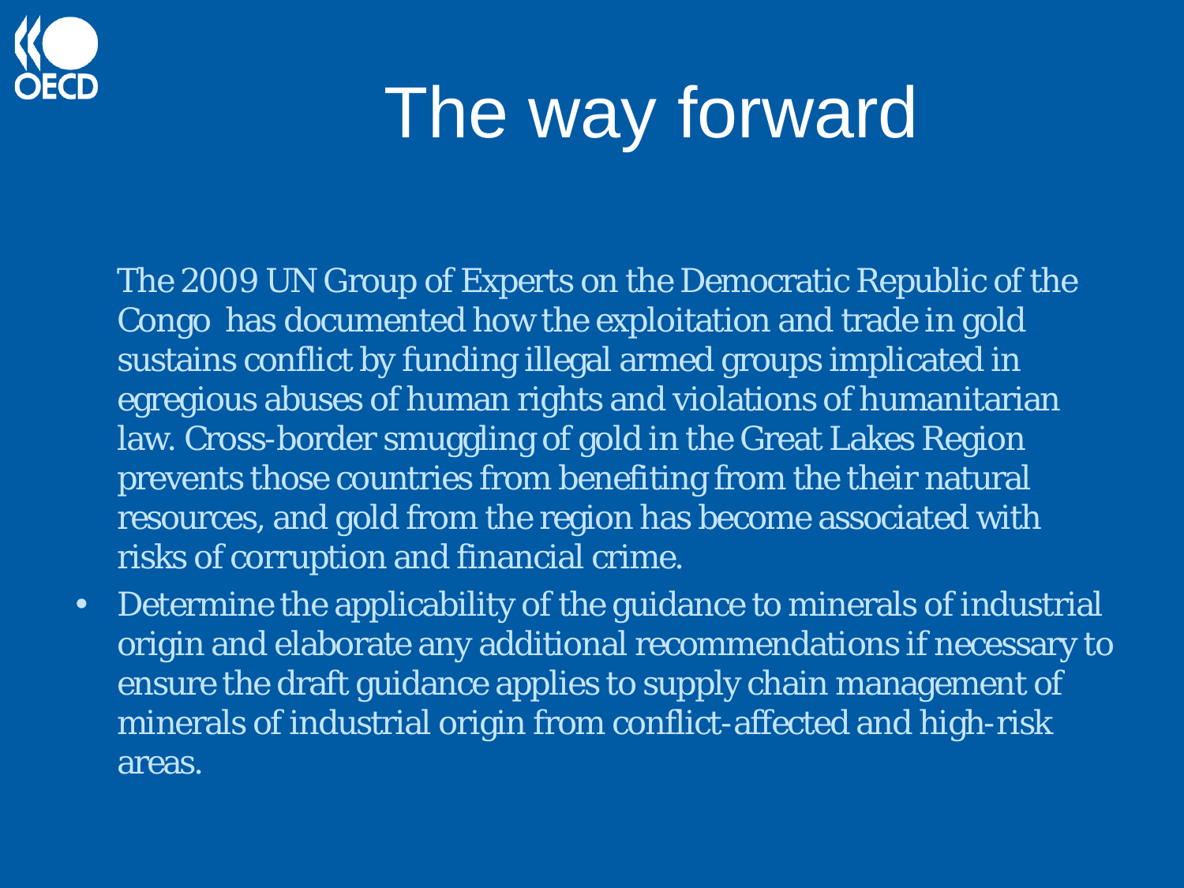# The way forward

The 2009 UN Group of Experts on the Democratic Republic of the Congo has documented how the exploitation and trade in gold sustains conflict by funding illegal armed groups implicated in egregious abuses of human rights and violations of humanitarian law. Cross-border smuggling of gold in the Great Lakes Region prevents those countries from benefiting from the their natural resources, and gold from the region has become associated with risks of corruption and financial crime.

- Determine the applicability of the guidance to minerals of industrial origin and elaborate any additional recommendations if necessary to ensure the draft guidance applies to supply chain management of minerals of industrial origin from conflict-affected and high-risk areas.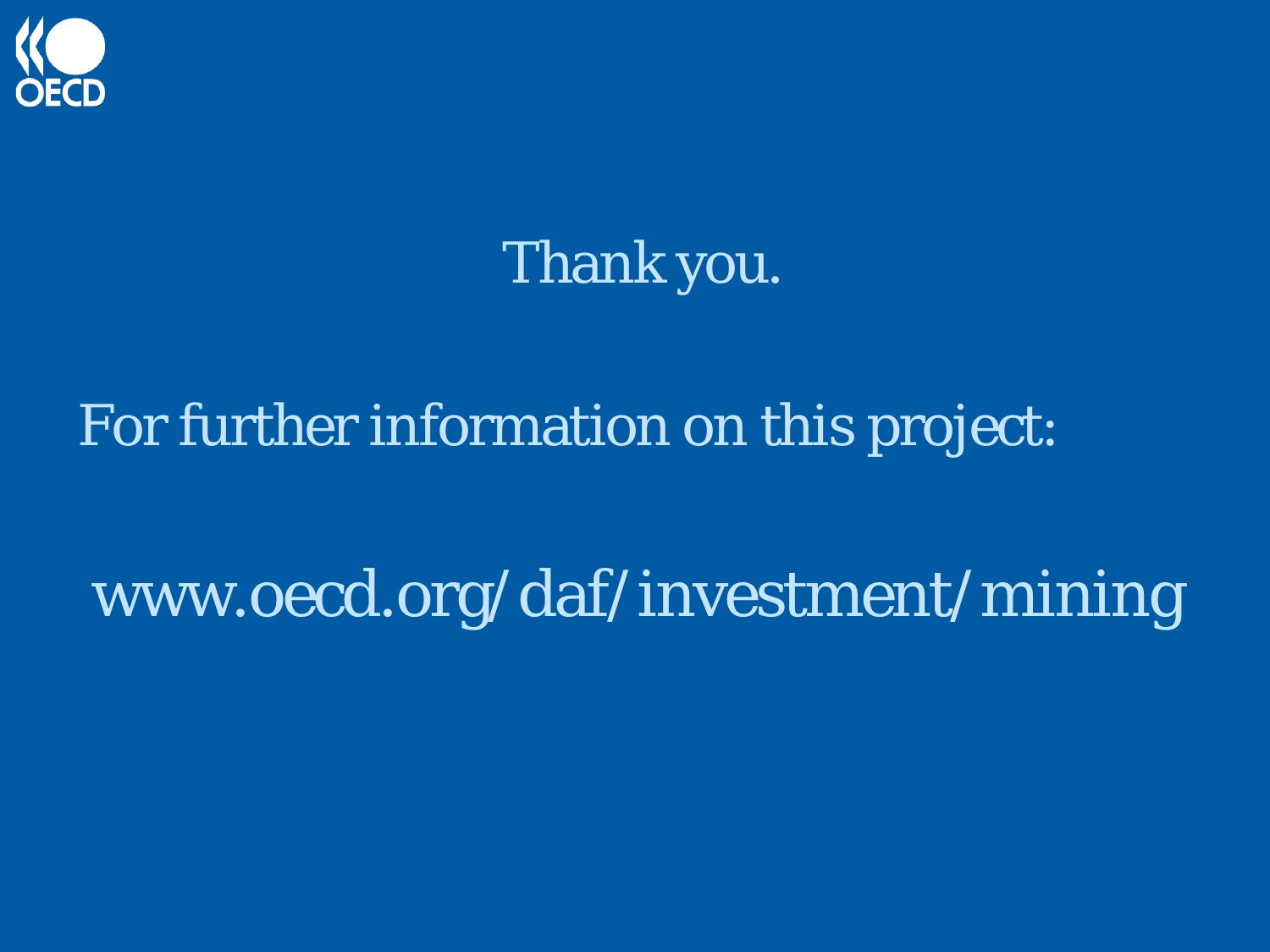OECD

Thank you.

For further information on this project:

www.oecd.org/daf/investment/mining